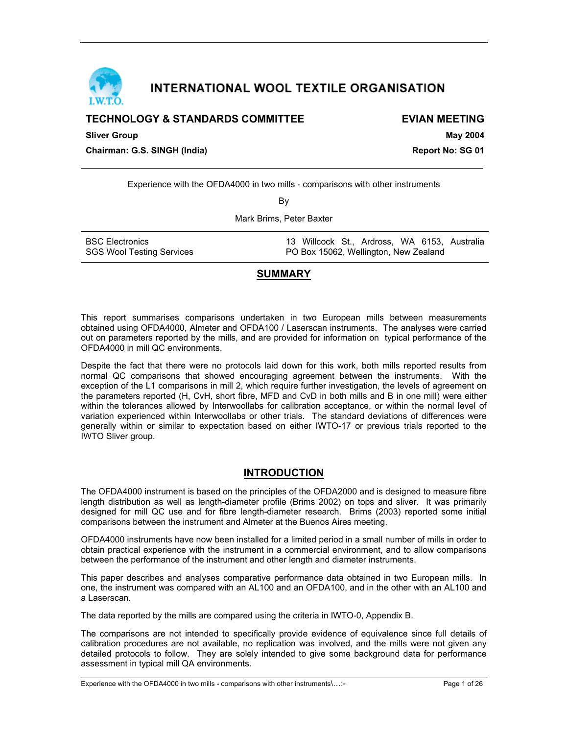# INTERNATIONAL WOOL TEXTILE ORGANISATION

**TECHNOLOGY & STANDARDS COMMITTEE** — **EVIAN MEETING**

**Sliver Group** — **May 2004**

**Chairman: G.S. SINGH (India)** — **Report No: SG 01**

Experience with the OFDA4000 in two mills - comparisons with other instruments

By

Mark Brims, Peter Baxter

| | |
|---|---|
| BSC Electronics | 13 Willcock St., Ardross, WA 6153, Australia |
| SGS Wool Testing Services | PO Box 15062, Wellington, New Zealand |

## SUMMARY

This report summarises comparisons undertaken in two European mills between measurements obtained using OFDA4000, Almeter and OFDA100 / Laserscan instruments. The analyses were carried out on parameters reported by the mills, and are provided for information on typical performance of the OFDA4000 in mill QC environments.

Despite the fact that there were no protocols laid down for this work, both mills reported results from normal QC comparisons that showed encouraging agreement between the instruments. With the exception of the L1 comparisons in mill 2, which require further investigation, the levels of agreement on the parameters reported (H, CvH, short fibre, MFD and CvD in both mills and B in one mill) were either within the tolerances allowed by Interwoollabs for calibration acceptance, or within the normal level of variation experienced within Interwoollabs or other trials. The standard deviations of differences were generally within or similar to expectation based on either IWTO-17 or previous trials reported to the IWTO Sliver group.

## INTRODUCTION

The OFDA4000 instrument is based on the principles of the OFDA2000 and is designed to measure fibre length distribution as well as length-diameter profile (Brims 2002) on tops and sliver. It was primarily designed for mill QC use and for fibre length-diameter research. Brims (2003) reported some initial comparisons between the instrument and Almeter at the Buenos Aires meeting.

OFDA4000 instruments have now been installed for a limited period in a small number of mills in order to obtain practical experience with the instrument in a commercial environment, and to allow comparisons between the performance of the instrument and other length and diameter instruments.

This paper describes and analyses comparative performance data obtained in two European mills. In one, the instrument was compared with an AL100 and an OFDA100, and in the other with an AL100 and a Laserscan.

The data reported by the mills are compared using the criteria in IWTO-0, Appendix B.

The comparisons are not intended to specifically provide evidence of equivalence since full details of calibration procedures are not available, no replication was involved, and the mills were not given any detailed protocols to follow. They are solely intended to give some background data for performance assessment in typical mill QA environments.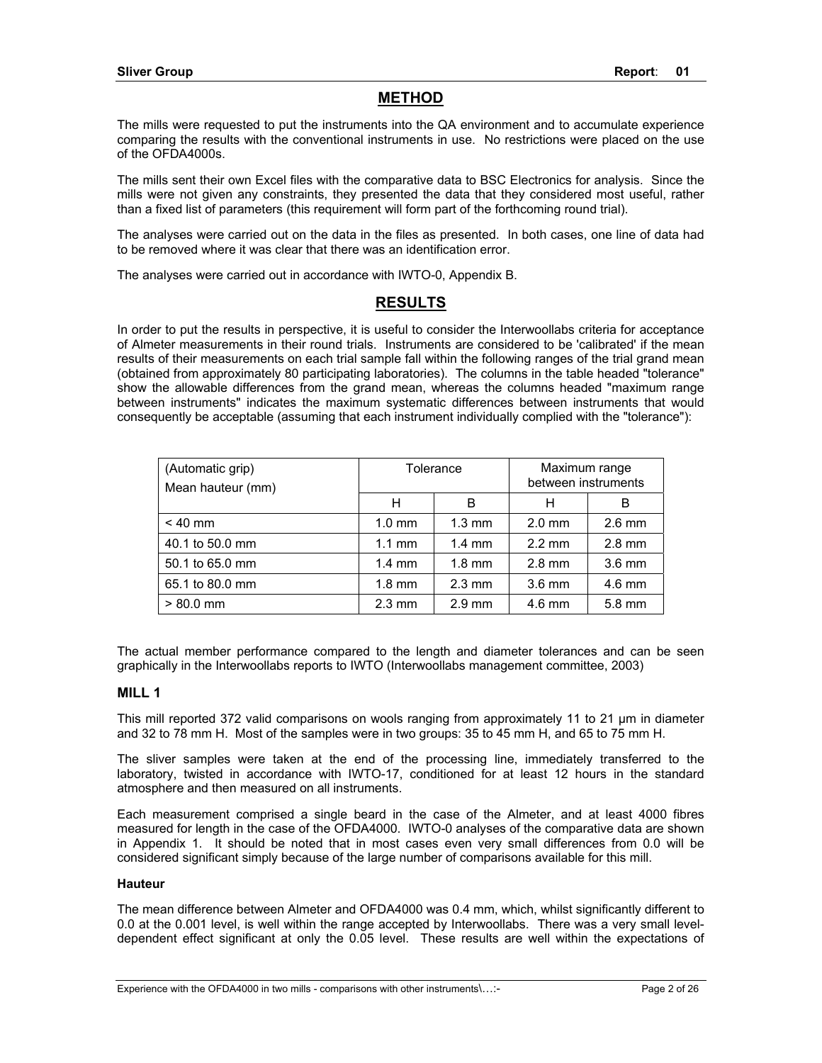## METHOD

The mills were requested to put the instruments into the QA environment and to accumulate experience comparing the results with the conventional instruments in use. No restrictions were placed on the use of the OFDA4000s.

The mills sent their own Excel files with the comparative data to BSC Electronics for analysis. Since the mills were not given any constraints, they presented the data that they considered most useful, rather than a fixed list of parameters (this requirement will form part of the forthcoming round trial).

The analyses were carried out on the data in the files as presented. In both cases, one line of data had to be removed where it was clear that there was an identification error.

The analyses were carried out in accordance with IWTO-0, Appendix B.

## RESULTS

In order to put the results in perspective, it is useful to consider the Interwoollabs criteria for acceptance of Almeter measurements in their round trials. Instruments are considered to be 'calibrated' if the mean results of their measurements on each trial sample fall within the following ranges of the trial grand mean (obtained from approximately 80 participating laboratories). The columns in the table headed "tolerance" show the allowable differences from the grand mean, whereas the columns headed "maximum range between instruments" indicates the maximum systematic differences between instruments that would consequently be acceptable (assuming that each instrument individually complied with the "tolerance"):

| (Automatic grip) Mean hauteur (mm) | Tolerance | | Maximum range between instruments | |
|---|---|---|---|---|
| | H | B | H | B |
| < 40 mm | 1.0 mm | 1.3 mm | 2.0 mm | 2.6 mm |
| 40.1 to 50.0 mm | 1.1 mm | 1.4 mm | 2.2 mm | 2.8 mm |
| 50.1 to 65.0 mm | 1.4 mm | 1.8 mm | 2.8 mm | 3.6 mm |
| 65.1 to 80.0 mm | 1.8 mm | 2.3 mm | 3.6 mm | 4.6 mm |
| > 80.0 mm | 2.3 mm | 2.9 mm | 4.6 mm | 5.8 mm |

The actual member performance compared to the length and diameter tolerances and can be seen graphically in the Interwoollabs reports to IWTO (Interwoollabs management committee, 2003)

### MILL 1

This mill reported 372 valid comparisons on wools ranging from approximately 11 to 21 µm in diameter and 32 to 78 mm H. Most of the samples were in two groups: 35 to 45 mm H, and 65 to 75 mm H.

The sliver samples were taken at the end of the processing line, immediately transferred to the laboratory, twisted in accordance with IWTO-17, conditioned for at least 12 hours in the standard atmosphere and then measured on all instruments.

Each measurement comprised a single beard in the case of the Almeter, and at least 4000 fibres measured for length in the case of the OFDA4000. IWTO-0 analyses of the comparative data are shown in Appendix 1. It should be noted that in most cases even very small differences from 0.0 will be considered significant simply because of the large number of comparisons available for this mill.

#### Hauteur

The mean difference between Almeter and OFDA4000 was 0.4 mm, which, whilst significantly different to 0.0 at the 0.001 level, is well within the range accepted by Interwoollabs. There was a very small level-dependent effect significant at only the 0.05 level. These results are well within the expectations of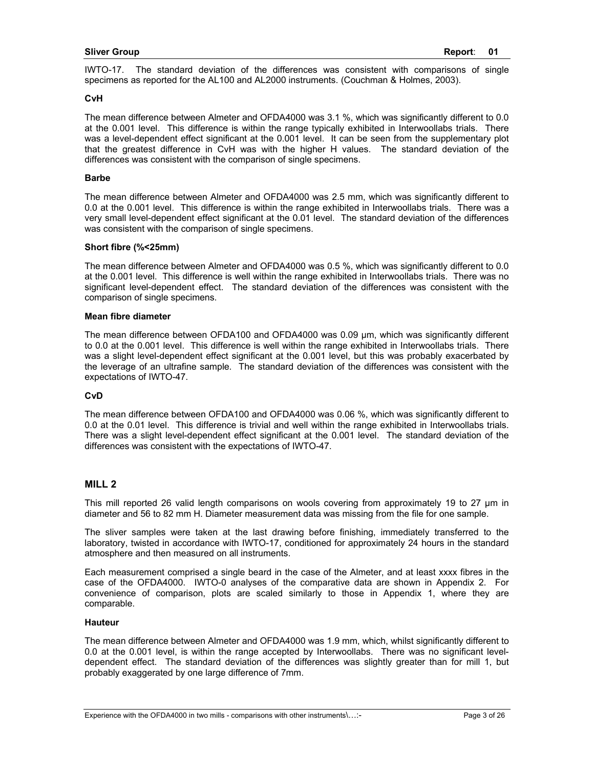IWTO-17. The standard deviation of the differences was consistent with comparisons of single specimens as reported for the AL100 and AL2000 instruments. (Couchman & Holmes, 2003).

**CvH**

The mean difference between Almeter and OFDA4000 was 3.1 %, which was significantly different to 0.0 at the 0.001 level. This difference is within the range typically exhibited in Interwoollabs trials. There was a level-dependent effect significant at the 0.001 level. It can be seen from the supplementary plot that the greatest difference in CvH was with the higher H values. The standard deviation of the differences was consistent with the comparison of single specimens.

**Barbe**

The mean difference between Almeter and OFDA4000 was 2.5 mm, which was significantly different to 0.0 at the 0.001 level. This difference is within the range exhibited in Interwoollabs trials. There was a very small level-dependent effect significant at the 0.01 level. The standard deviation of the differences was consistent with the comparison of single specimens.

**Short fibre (%<25mm)**

The mean difference between Almeter and OFDA4000 was 0.5 %, which was significantly different to 0.0 at the 0.001 level. This difference is well within the range exhibited in Interwoollabs trials. There was no significant level-dependent effect. The standard deviation of the differences was consistent with the comparison of single specimens.

**Mean fibre diameter**

The mean difference between OFDA100 and OFDA4000 was 0.09 µm, which was significantly different to 0.0 at the 0.001 level. This difference is well within the range exhibited in Interwoollabs trials. There was a slight level-dependent effect significant at the 0.001 level, but this was probably exacerbated by the leverage of an ultrafine sample. The standard deviation of the differences was consistent with the expectations of IWTO-47.

**CvD**

The mean difference between OFDA100 and OFDA4000 was 0.06 %, which was significantly different to 0.0 at the 0.01 level. This difference is trivial and well within the range exhibited in Interwoollabs trials. There was a slight level-dependent effect significant at the 0.001 level. The standard deviation of the differences was consistent with the expectations of IWTO-47.

## MILL 2

This mill reported 26 valid length comparisons on wools covering from approximately 19 to 27 µm in diameter and 56 to 82 mm H. Diameter measurement data was missing from the file for one sample.

The sliver samples were taken at the last drawing before finishing, immediately transferred to the laboratory, twisted in accordance with IWTO-17, conditioned for approximately 24 hours in the standard atmosphere and then measured on all instruments.

Each measurement comprised a single beard in the case of the Almeter, and at least xxxx fibres in the case of the OFDA4000. IWTO-0 analyses of the comparative data are shown in Appendix 2. For convenience of comparison, plots are scaled similarly to those in Appendix 1, where they are comparable.

**Hauteur**

The mean difference between Almeter and OFDA4000 was 1.9 mm, which, whilst significantly different to 0.0 at the 0.001 level, is within the range accepted by Interwoollabs. There was no significant level-dependent effect. The standard deviation of the differences was slightly greater than for mill 1, but probably exaggerated by one large difference of 7mm.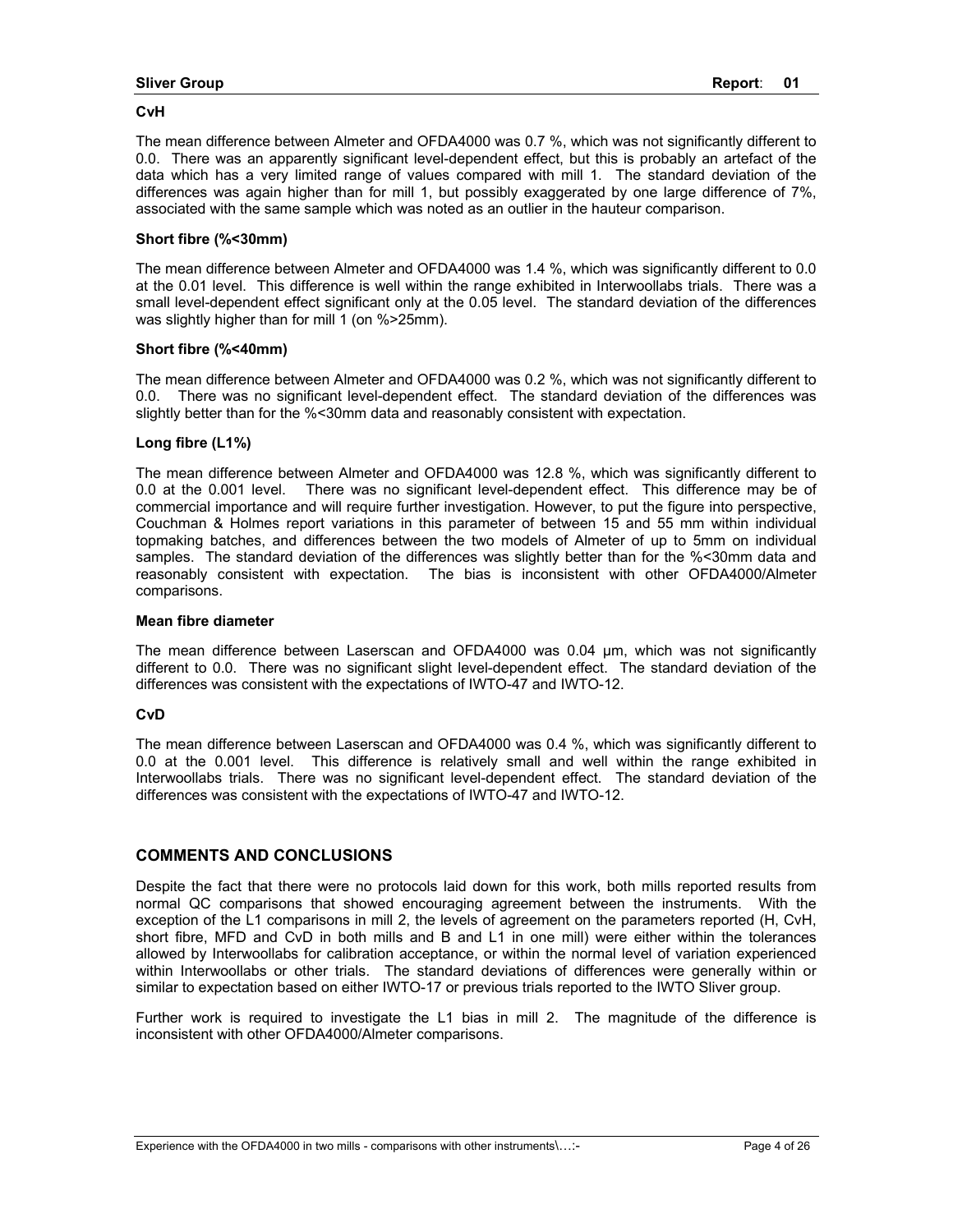**CvH**

The mean difference between Almeter and OFDA4000 was 0.7 %, which was not significantly different to 0.0. There was an apparently significant level-dependent effect, but this is probably an artefact of the data which has a very limited range of values compared with mill 1. The standard deviation of the differences was again higher than for mill 1, but possibly exaggerated by one large difference of 7%, associated with the same sample which was noted as an outlier in the hauteur comparison.

**Short fibre (%<30mm)**

The mean difference between Almeter and OFDA4000 was 1.4 %, which was significantly different to 0.0 at the 0.01 level. This difference is well within the range exhibited in Interwoollabs trials. There was a small level-dependent effect significant only at the 0.05 level. The standard deviation of the differences was slightly higher than for mill 1 (on %>25mm).

**Short fibre (%<40mm)**

The mean difference between Almeter and OFDA4000 was 0.2 %, which was not significantly different to 0.0. There was no significant level-dependent effect. The standard deviation of the differences was slightly better than for the %<30mm data and reasonably consistent with expectation.

**Long fibre (L1%)**

The mean difference between Almeter and OFDA4000 was 12.8 %, which was significantly different to 0.0 at the 0.001 level. There was no significant level-dependent effect. This difference may be of commercial importance and will require further investigation. However, to put the figure into perspective, Couchman & Holmes report variations in this parameter of between 15 and 55 mm within individual topmaking batches, and differences between the two models of Almeter of up to 5mm on individual samples. The standard deviation of the differences was slightly better than for the %<30mm data and reasonably consistent with expectation. The bias is inconsistent with other OFDA4000/Almeter comparisons.

**Mean fibre diameter**

The mean difference between Laserscan and OFDA4000 was 0.04 μm, which was not significantly different to 0.0. There was no significant slight level-dependent effect. The standard deviation of the differences was consistent with the expectations of IWTO-47 and IWTO-12.

**CvD**

The mean difference between Laserscan and OFDA4000 was 0.4 %, which was significantly different to 0.0 at the 0.001 level. This difference is relatively small and well within the range exhibited in Interwoollabs trials. There was no significant level-dependent effect. The standard deviation of the differences was consistent with the expectations of IWTO-47 and IWTO-12.

## COMMENTS AND CONCLUSIONS

Despite the fact that there were no protocols laid down for this work, both mills reported results from normal QC comparisons that showed encouraging agreement between the instruments. With the exception of the L1 comparisons in mill 2, the levels of agreement on the parameters reported (H, CvH, short fibre, MFD and CvD in both mills and B and L1 in one mill) were either within the tolerances allowed by Interwoollabs for calibration acceptance, or within the normal level of variation experienced within Interwoollabs or other trials. The standard deviations of differences were generally within or similar to expectation based on either IWTO-17 or previous trials reported to the IWTO Sliver group.

Further work is required to investigate the L1 bias in mill 2. The magnitude of the difference is inconsistent with other OFDA4000/Almeter comparisons.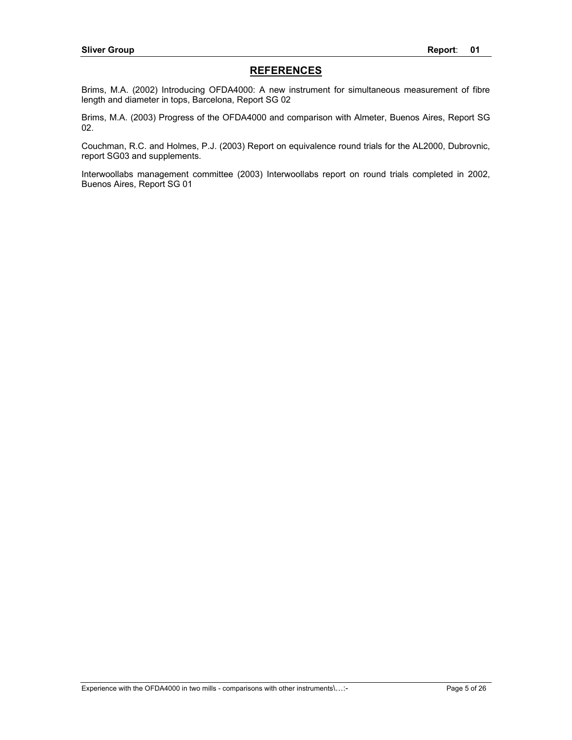## REFERENCES

Brims, M.A. (2002) Introducing OFDA4000: A new instrument for simultaneous measurement of fibre length and diameter in tops, Barcelona, Report SG 02

Brims, M.A. (2003) Progress of the OFDA4000 and comparison with Almeter, Buenos Aires, Report SG 02.

Couchman, R.C. and Holmes, P.J. (2003) Report on equivalence round trials for the AL2000, Dubrovnic, report SG03 and supplements.

Interwoollabs management committee (2003) Interwoollabs report on round trials completed in 2002, Buenos Aires, Report SG 01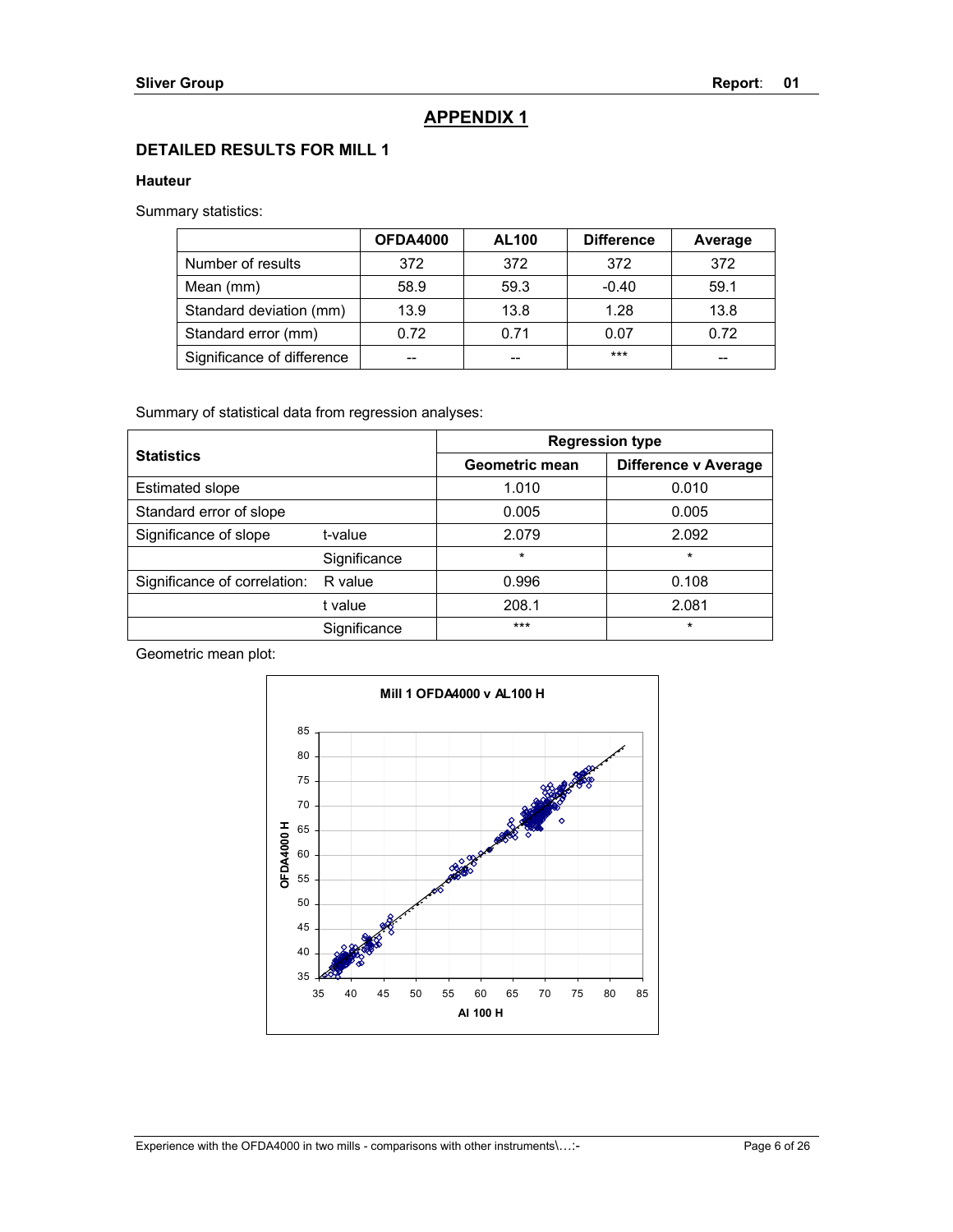# APPENDIX 1

## DETAILED RESULTS FOR MILL 1

### Hauteur

Summary statistics:

| | OFDA4000 | AL100 | Difference | Average |
|---|---|---|---|---|
| Number of results | 372 | 372 | 372 | 372 |
| Mean (mm) | 58.9 | 59.3 | -0.40 | 59.1 |
| Standard deviation (mm) | 13.9 | 13.8 | 1.28 | 13.8 |
| Standard error (mm) | 0.72 | 0.71 | 0.07 | 0.72 |
| Significance of difference | -- | -- | *** | -- |

Summary of statistical data from regression analyses:

| Statistics | | Regression type | |
|---|---|---|---|
| | | Geometric mean | Difference v Average |
| Estimated slope | | 1.010 | 0.010 |
| Standard error of slope | | 0.005 | 0.005 |
| Significance of slope | t-value | 2.079 | 2.092 |
| | Significance | * | * |
| Significance of correlation: | R value | 0.996 | 0.108 |
| | t value | 208.1 | 2.081 |
| | Significance | *** | * |

Geometric mean plot:

Mill 1 OFDA4000 v AL100 H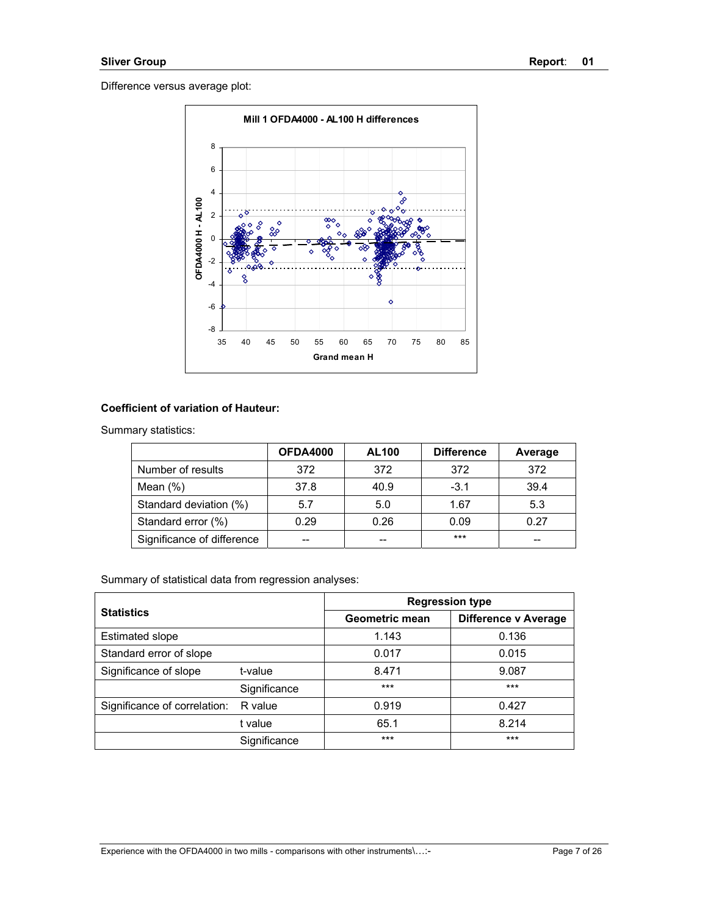Difference versus average plot:

**Coefficient of variation of Hauteur:**

Summary statistics:

| | OFDA4000 | AL100 | Difference | Average |
|---|---|---|---|---|
| Number of results | 372 | 372 | 372 | 372 |
| Mean (%) | 37.8 | 40.9 | -3.1 | 39.4 |
| Standard deviation (%) | 5.7 | 5.0 | 1.67 | 5.3 |
| Standard error (%) | 0.29 | 0.26 | 0.09 | 0.27 |
| Significance of difference | -- | -- | *** | -- |

Summary of statistical data from regression analyses:

| Statistics | | Regression type | |
|---|---|---|---|
| | | Geometric mean | Difference v Average |
| Estimated slope | | 1.143 | 0.136 |
| Standard error of slope | | 0.017 | 0.015 |
| Significance of slope | t-value | 8.471 | 9.087 |
| | Significance | *** | *** |
| Significance of correlation: | R value | 0.919 | 0.427 |
| | t value | 65.1 | 8.214 |
| | Significance | *** | *** |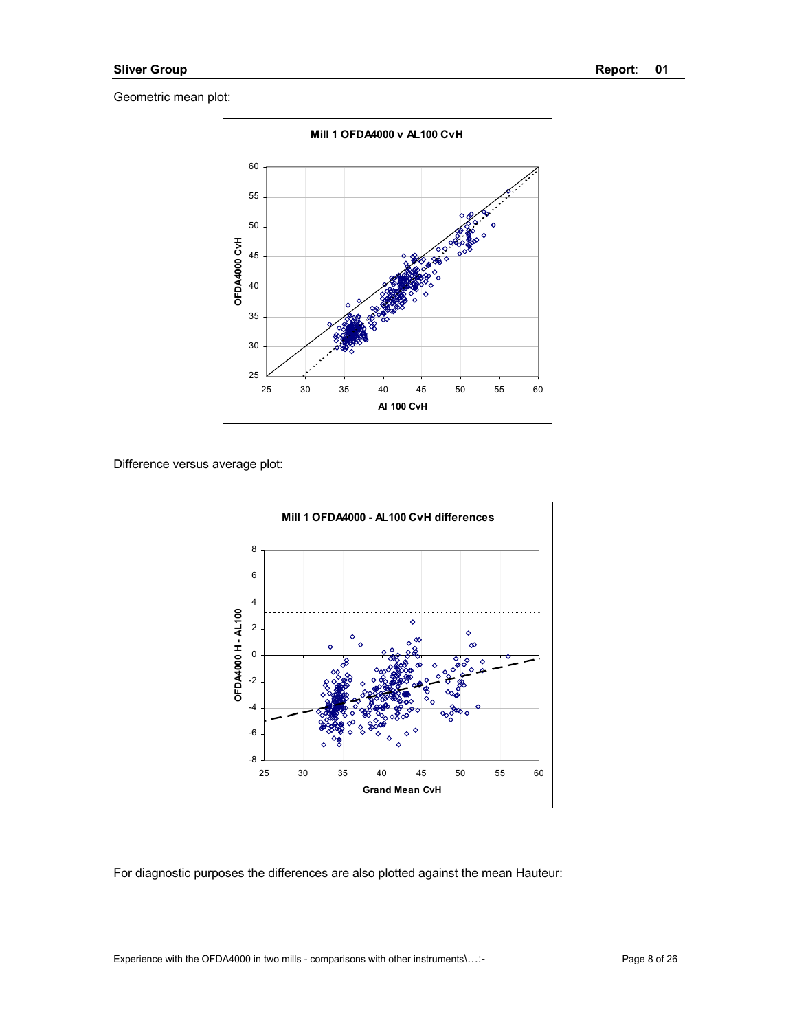Geometric mean plot:

Difference versus average plot:

For diagnostic purposes the differences are also plotted against the mean Hauteur: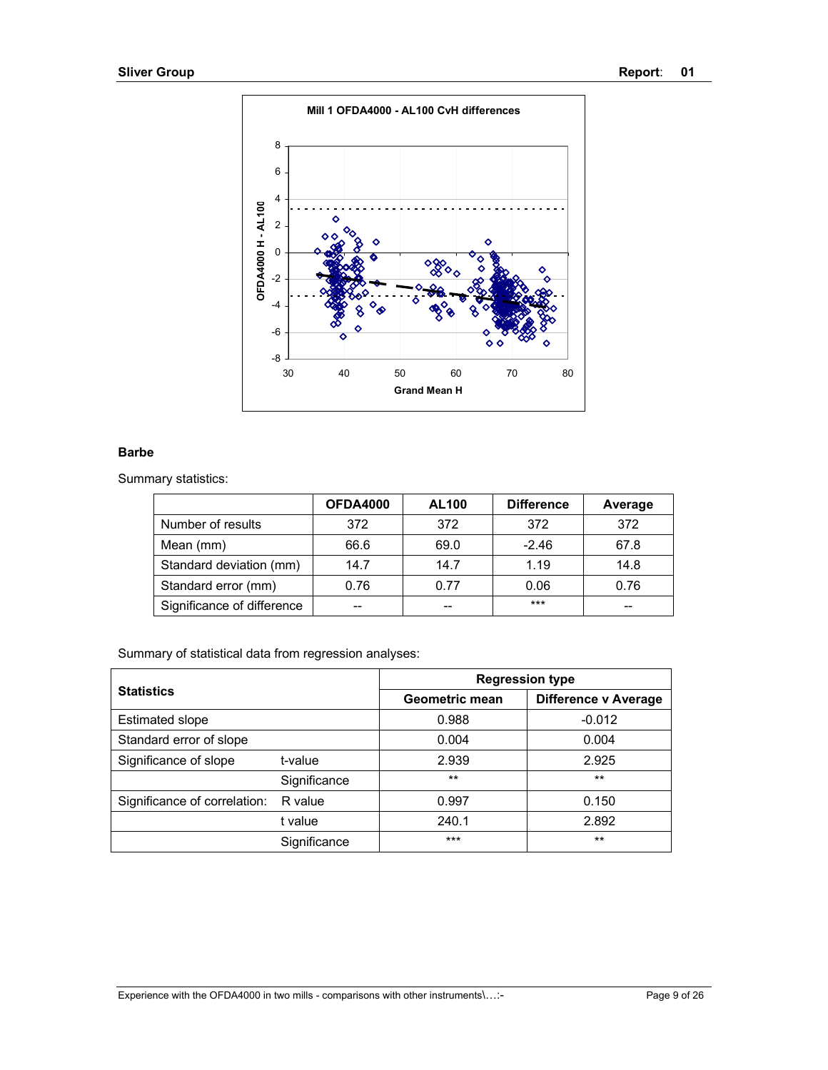**Mill 1 OFDA4000 - AL100 CvH differences**

### Barbe

Summary statistics:

| | OFDA4000 | AL100 | Difference | Average |
|---|---|---|---|---|
| Number of results | 372 | 372 | 372 | 372 |
| Mean (mm) | 66.6 | 69.0 | -2.46 | 67.8 |
| Standard deviation (mm) | 14.7 | 14.7 | 1.19 | 14.8 |
| Standard error (mm) | 0.76 | 0.77 | 0.06 | 0.76 |
| Significance of difference | -- | -- | *** | -- |

Summary of statistical data from regression analyses:

| Statistics | | Regression type | |
|---|---|---|---|
| | | Geometric mean | Difference v Average |
| Estimated slope | | 0.988 | -0.012 |
| Standard error of slope | | 0.004 | 0.004 |
| Significance of slope | t-value | 2.939 | 2.925 |
| | Significance | ** | ** |
| Significance of correlation: | R value | 0.997 | 0.150 |
| | t value | 240.1 | 2.892 |
| | Significance | *** | ** |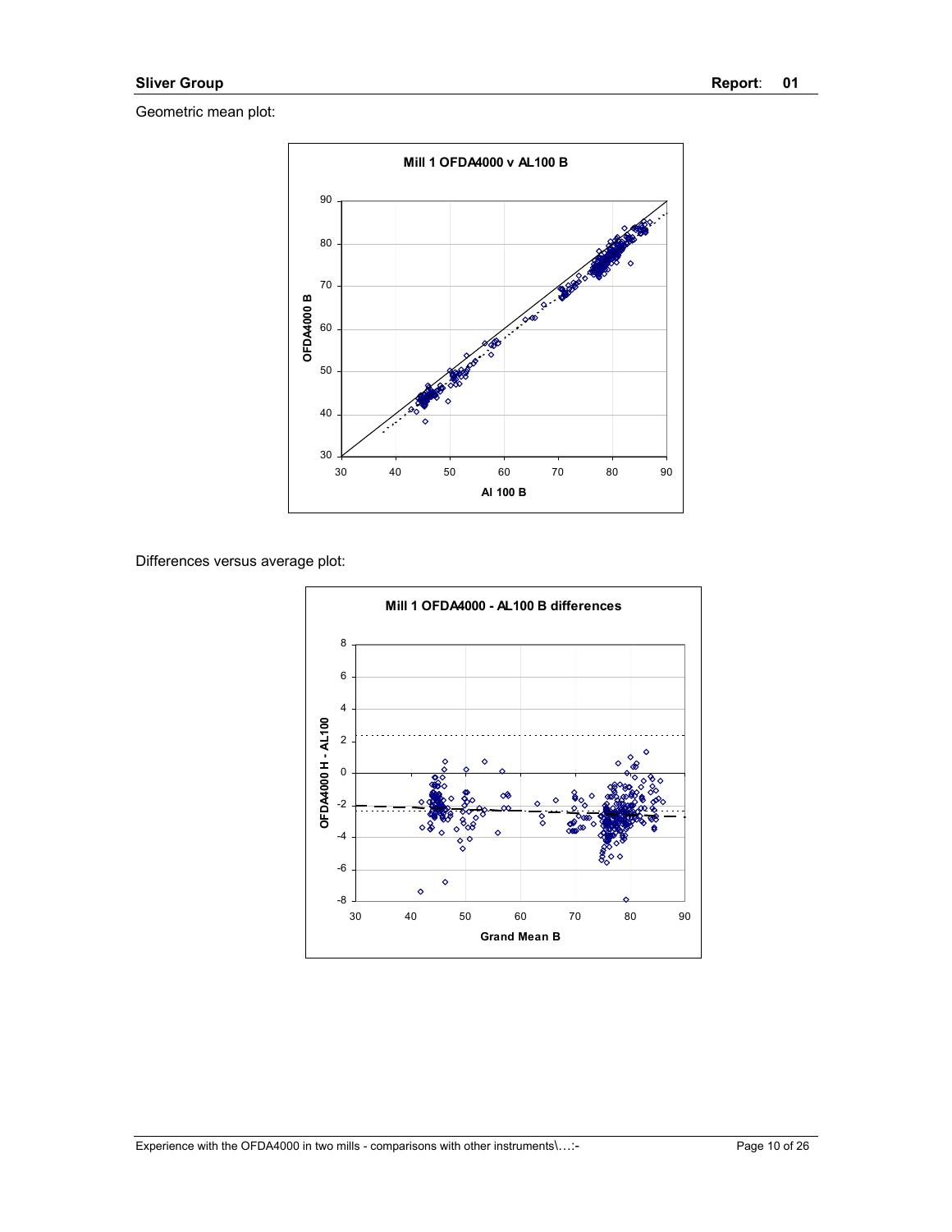Geometric mean plot:

Differences versus average plot: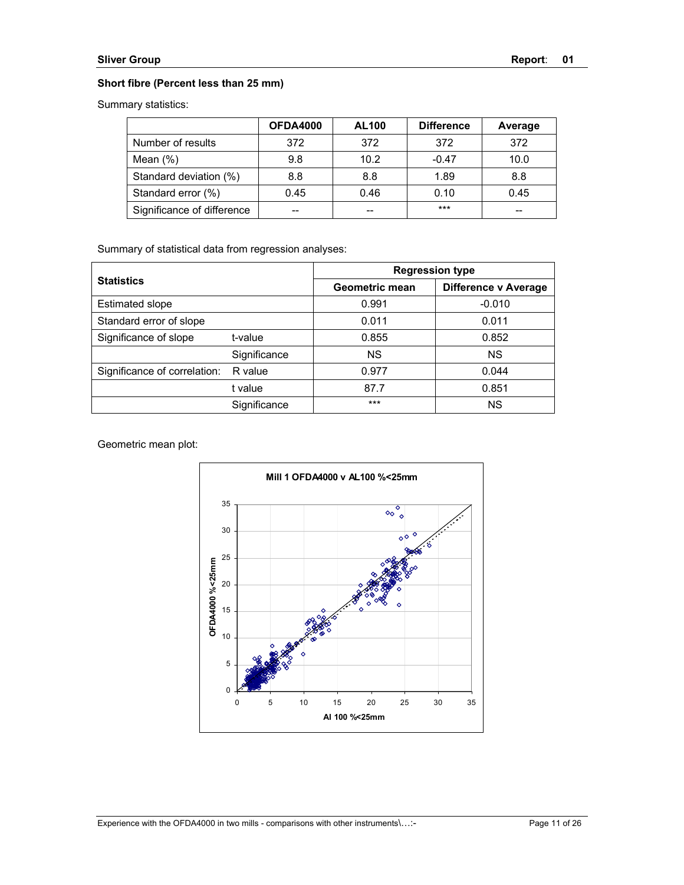**Short fibre (Percent less than 25 mm)**

Summary statistics:

| | OFDA4000 | AL100 | Difference | Average |
|---|---|---|---|---|
| Number of results | 372 | 372 | 372 | 372 |
| Mean (%) | 9.8 | 10.2 | -0.47 | 10.0 |
| Standard deviation (%) | 8.8 | 8.8 | 1.89 | 8.8 |
| Standard error (%) | 0.45 | 0.46 | 0.10 | 0.45 |
| Significance of difference | -- | -- | *** | -- |

Summary of statistical data from regression analyses:

| Statistics | | Regression type | |
|---|---|---|---|
| | | Geometric mean | Difference v Average |
| Estimated slope | | 0.991 | -0.010 |
| Standard error of slope | | 0.011 | 0.011 |
| Significance of slope | t-value | 0.855 | 0.852 |
| | Significance | NS | NS |
| Significance of correlation: | R value | 0.977 | 0.044 |
| | t value | 87.7 | 0.851 |
| | Significance | *** | NS |

Geometric mean plot:

Mill 1 OFDA4000 v AL100 %<25mm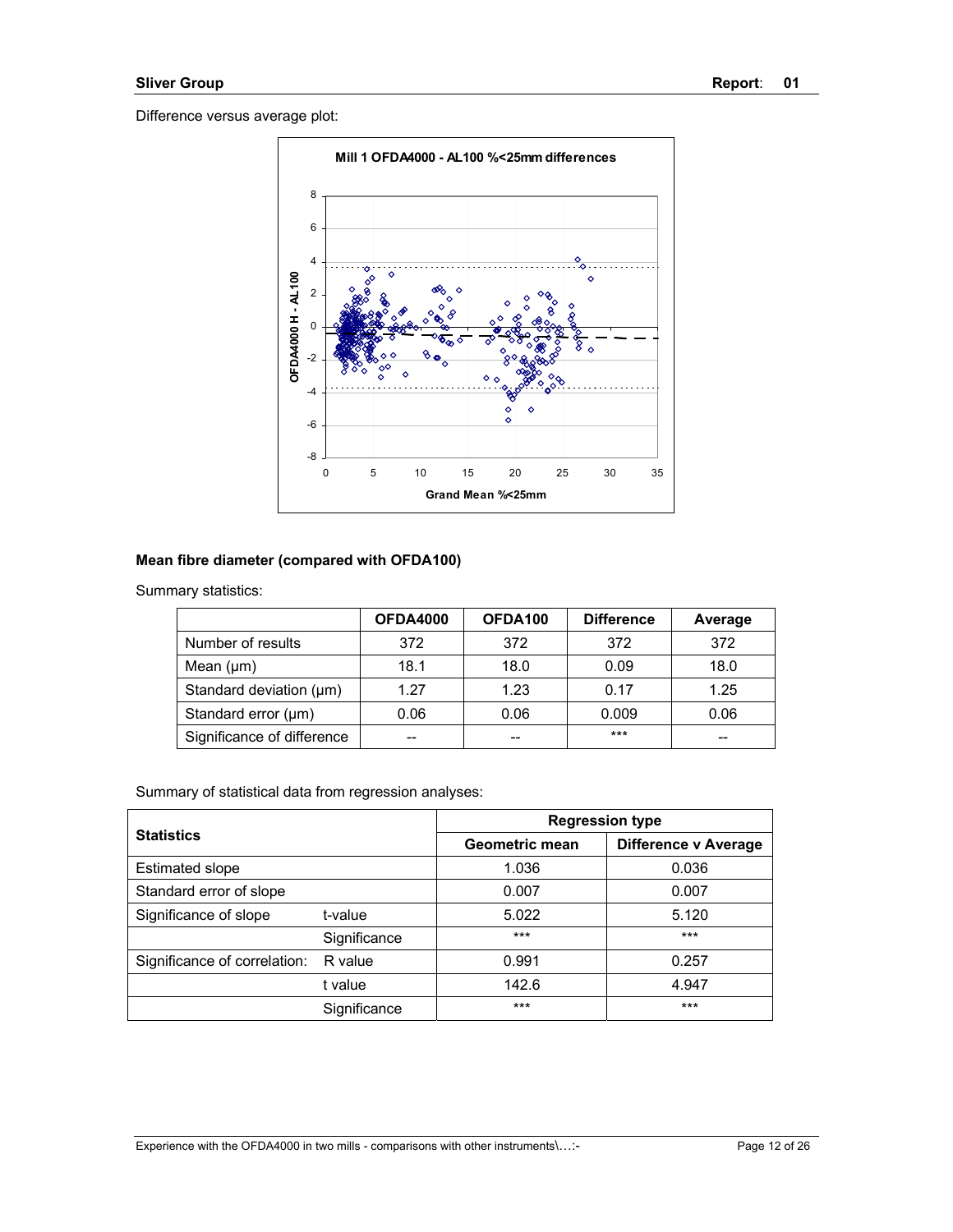Difference versus average plot:

**Mean fibre diameter (compared with OFDA100)**

Summary statistics:

| | OFDA4000 | OFDA100 | Difference | Average |
|---|---|---|---|---|
| Number of results | 372 | 372 | 372 | 372 |
| Mean (μm) | 18.1 | 18.0 | 0.09 | 18.0 |
| Standard deviation (μm) | 1.27 | 1.23 | 0.17 | 1.25 |
| Standard error (μm) | 0.06 | 0.06 | 0.009 | 0.06 |
| Significance of difference | -- | -- | *** | -- |

Summary of statistical data from regression analyses:

| Statistics | | Regression type | |
|---|---|---|---|
| | | Geometric mean | Difference v Average |
| Estimated slope | | 1.036 | 0.036 |
| Standard error of slope | | 0.007 | 0.007 |
| Significance of slope | t-value | 5.022 | 5.120 |
| | Significance | *** | *** |
| Significance of correlation: | R value | 0.991 | 0.257 |
| | t value | 142.6 | 4.947 |
| | Significance | *** | *** |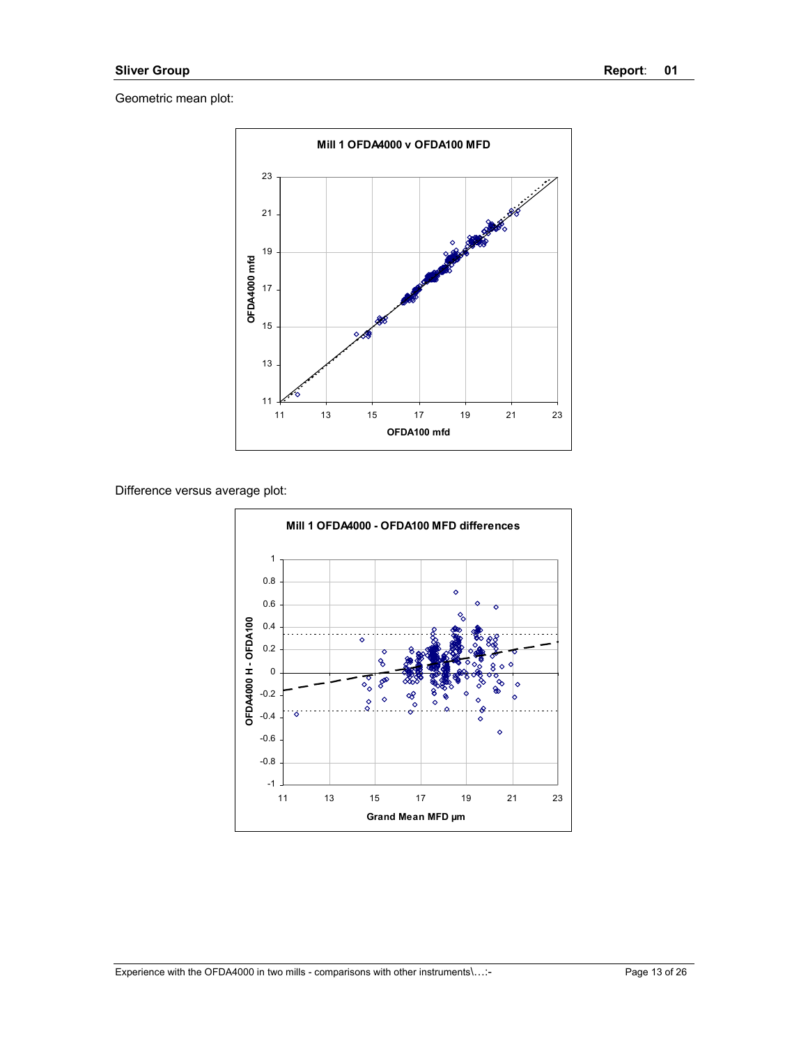Geometric mean plot:

Difference versus average plot: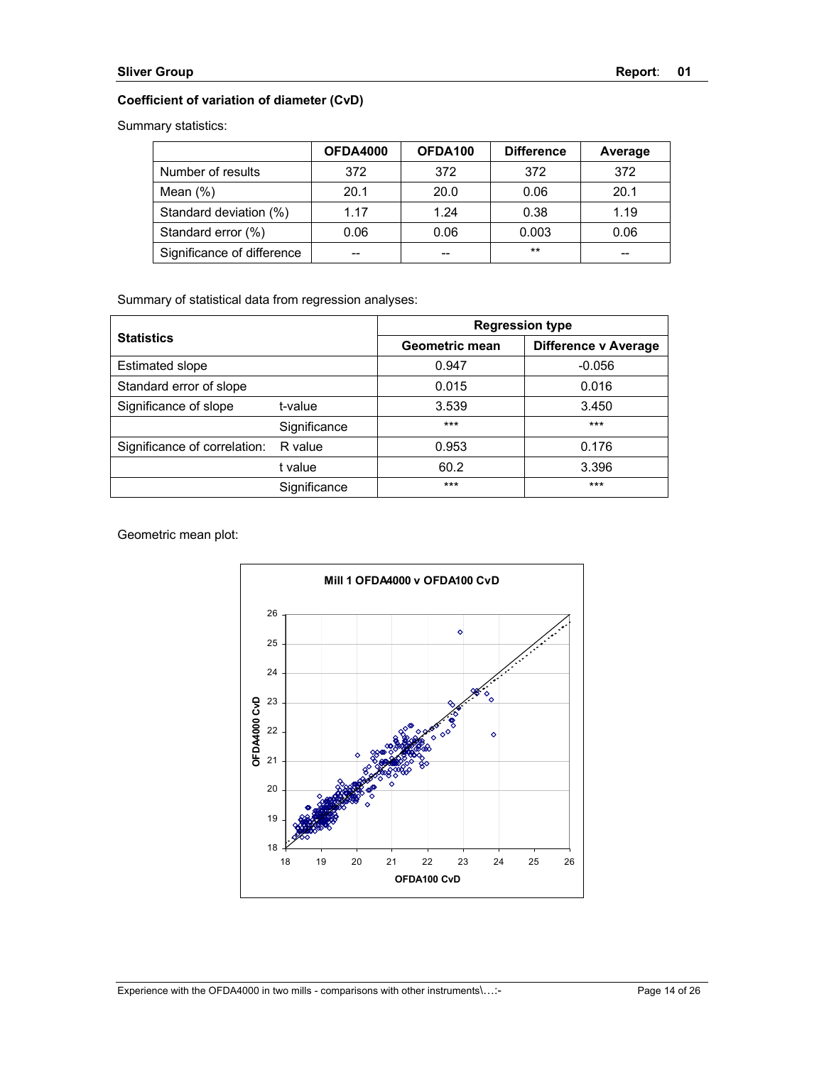### Coefficient of variation of diameter (CvD)

Summary statistics:

| | OFDA4000 | OFDA100 | Difference | Average |
|---|---|---|---|---|
| Number of results | 372 | 372 | 372 | 372 |
| Mean (%) | 20.1 | 20.0 | 0.06 | 20.1 |
| Standard deviation (%) | 1.17 | 1.24 | 0.38 | 1.19 |
| Standard error (%) | 0.06 | 0.06 | 0.003 | 0.06 |
| Significance of difference | -- | -- | ** | -- |

Summary of statistical data from regression analyses:

| Statistics | | Regression type | |
|---|---|---|---|
| | | Geometric mean | Difference v Average |
| Estimated slope | | 0.947 | -0.056 |
| Standard error of slope | | 0.015 | 0.016 |
| Significance of slope | t-value | 3.539 | 3.450 |
| | Significance | *** | *** |
| Significance of correlation: | R value | 0.953 | 0.176 |
| | t value | 60.2 | 3.396 |
| | Significance | *** | *** |

Geometric mean plot:

**Mill 1 OFDA4000 v OFDA100 CvD**

(Axes: OFDA100 CvD (x), OFDA4000 CvD (y), both 18–26)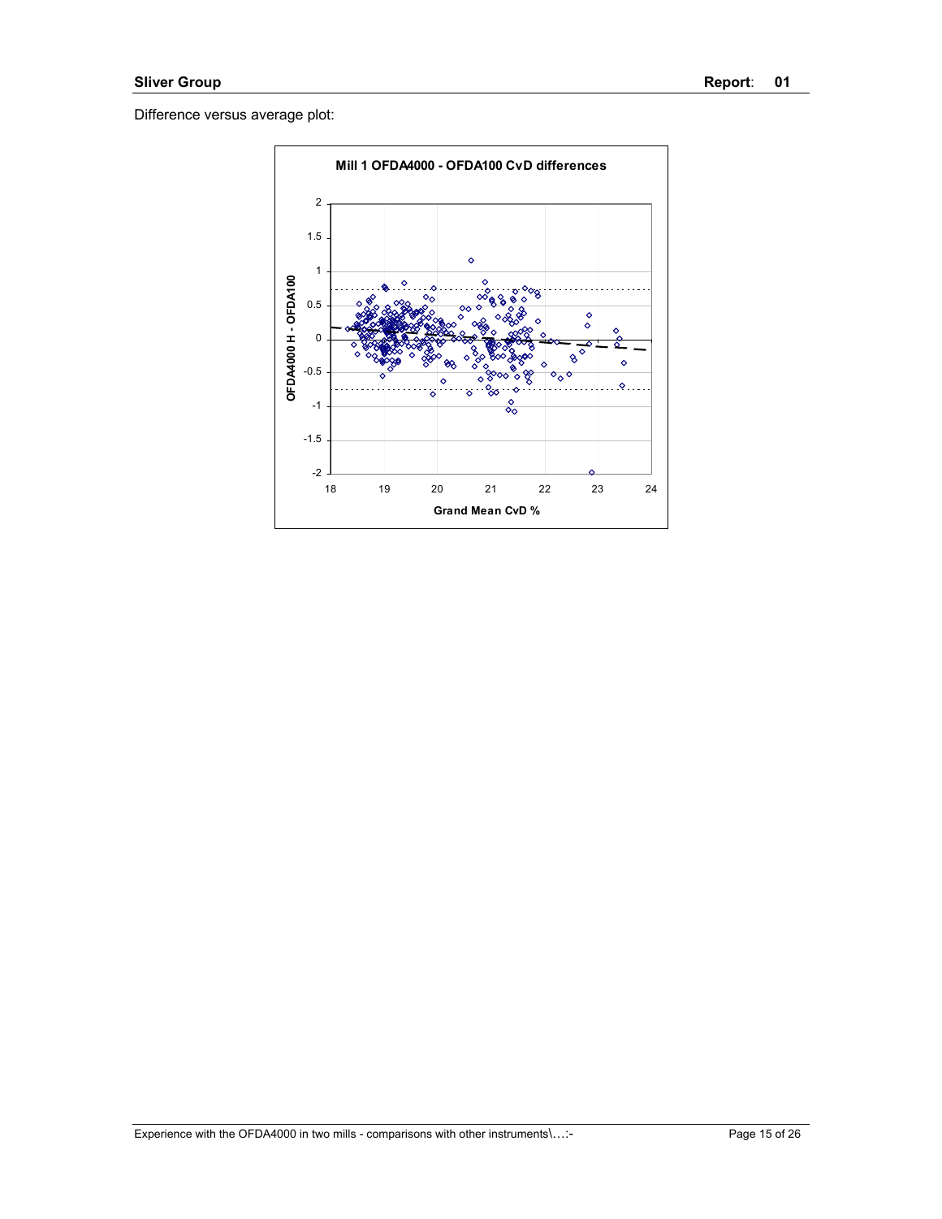Difference versus average plot:

**Mill 1 OFDA4000 - OFDA100 CvD differences**

Y-axis: OFDA4000 H - OFDA100

X-axis: Grand Mean CvD %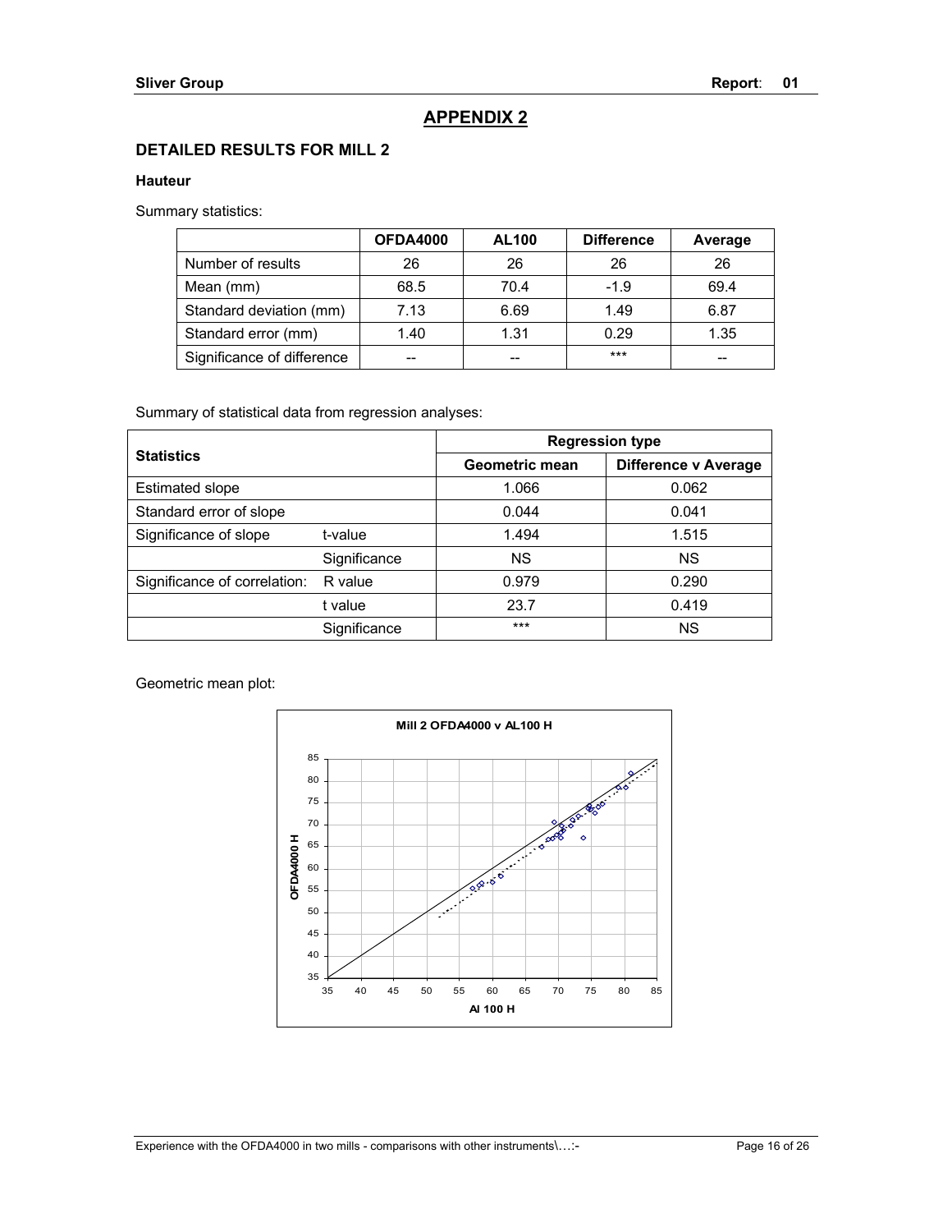## APPENDIX 2

### DETAILED RESULTS FOR MILL 2

#### Hauteur

Summary statistics:

| | OFDA4000 | AL100 | Difference | Average |
|---|---|---|---|---|
| Number of results | 26 | 26 | 26 | 26 |
| Mean (mm) | 68.5 | 70.4 | -1.9 | 69.4 |
| Standard deviation (mm) | 7.13 | 6.69 | 1.49 | 6.87 |
| Standard error (mm) | 1.40 | 1.31 | 0.29 | 1.35 |
| Significance of difference | -- | -- | *** | -- |

Summary of statistical data from regression analyses:

| Statistics | | Regression type | |
|---|---|---|---|
| | | Geometric mean | Difference v Average |
| Estimated slope | | 1.066 | 0.062 |
| Standard error of slope | | 0.044 | 0.041 |
| Significance of slope | t-value | 1.494 | 1.515 |
| | Significance | NS | NS |
| Significance of correlation: | R value | 0.979 | 0.290 |
| | t value | 23.7 | 0.419 |
| | Significance | *** | NS |

Geometric mean plot:

Mill 2 OFDA4000 v AL100 H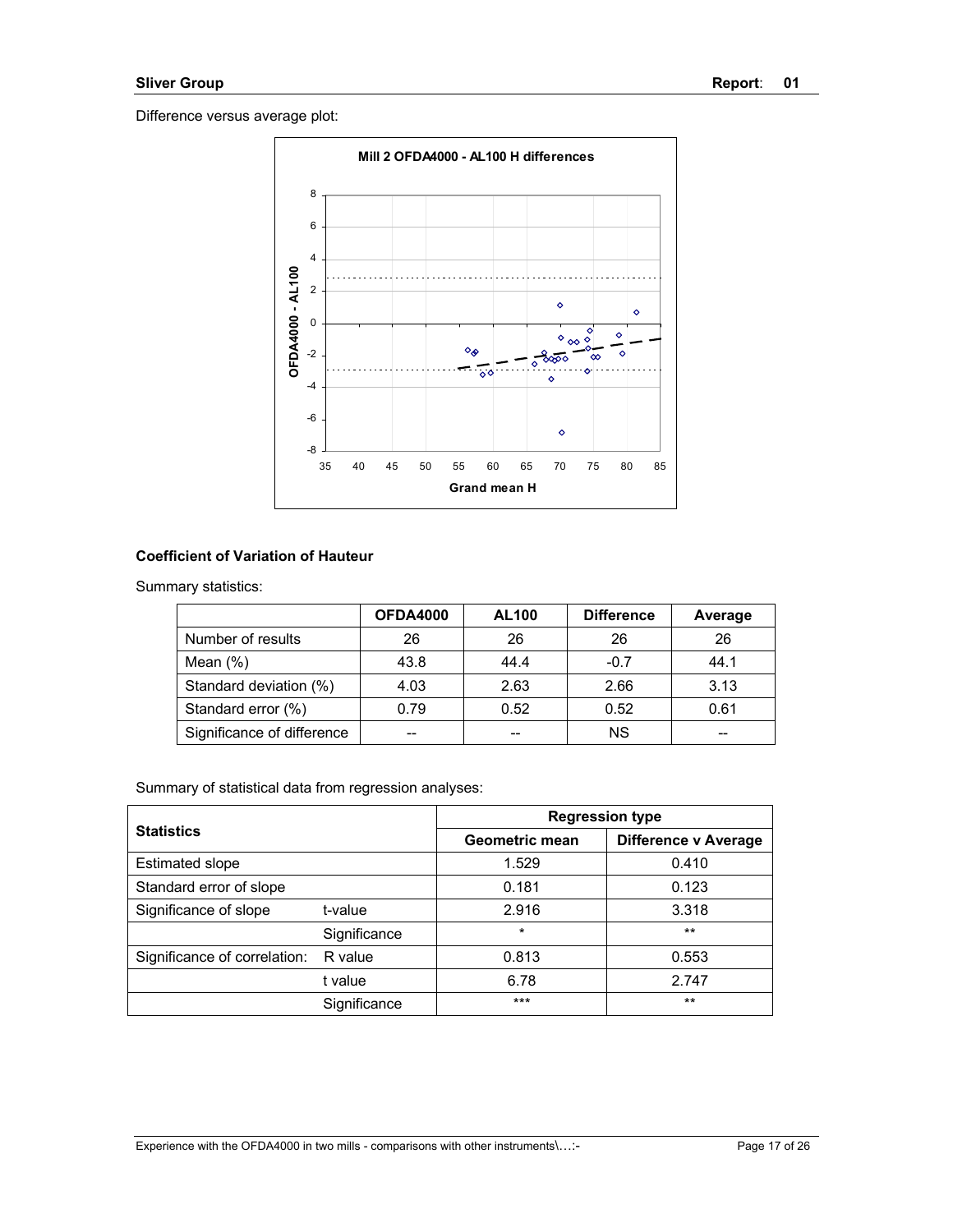Difference versus average plot:

### Coefficient of Variation of Hauteur

Summary statistics:

| | OFDA4000 | AL100 | Difference | Average |
|---|---|---|---|---|
| Number of results | 26 | 26 | 26 | 26 |
| Mean (%) | 43.8 | 44.4 | -0.7 | 44.1 |
| Standard deviation (%) | 4.03 | 2.63 | 2.66 | 3.13 |
| Standard error (%) | 0.79 | 0.52 | 0.52 | 0.61 |
| Significance of difference | -- | -- | NS | -- |

Summary of statistical data from regression analyses:

| Statistics | | Regression type | |
|---|---|---|---|
| | | Geometric mean | Difference v Average |
| Estimated slope | | 1.529 | 0.410 |
| Standard error of slope | | 0.181 | 0.123 |
| Significance of slope | t-value | 2.916 | 3.318 |
| | Significance | * | ** |
| Significance of correlation: | R value | 0.813 | 0.553 |
| | t value | 6.78 | 2.747 |
| | Significance | *** | ** |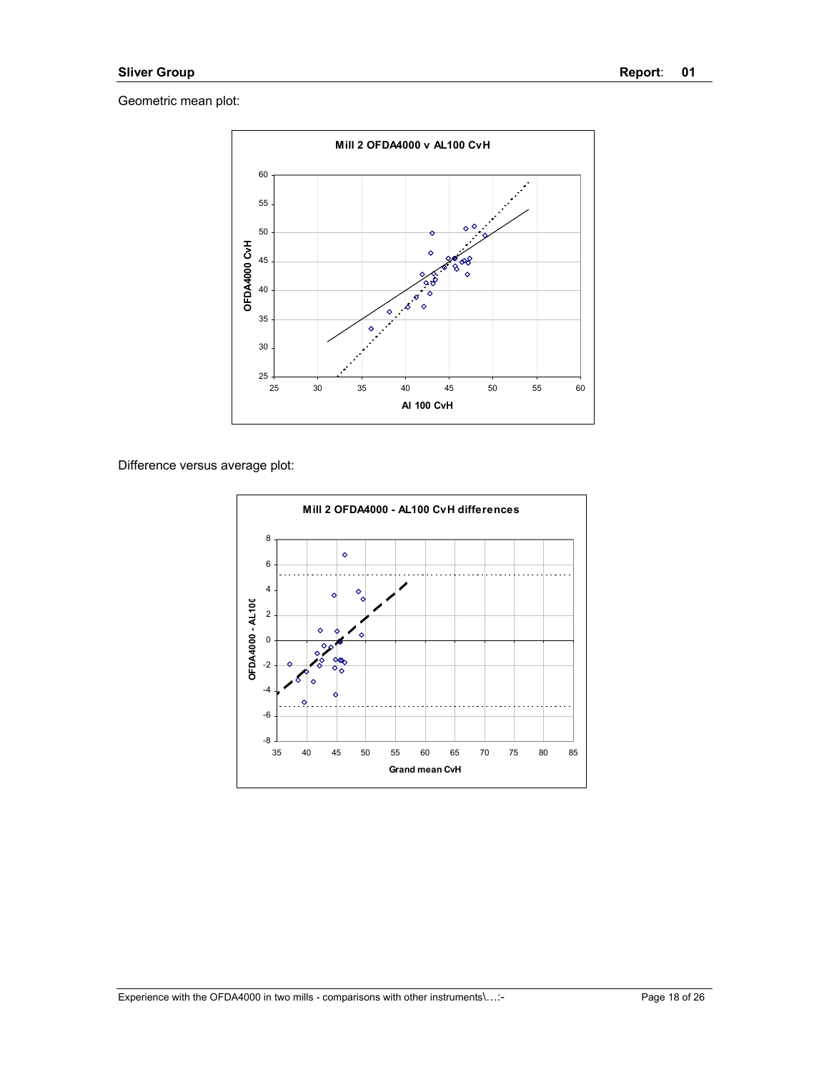Geometric mean plot:

**Mill 2 OFDA4000 v AL100 CvH**

Difference versus average plot:

**Mill 2 OFDA4000 - AL100 CvH differences**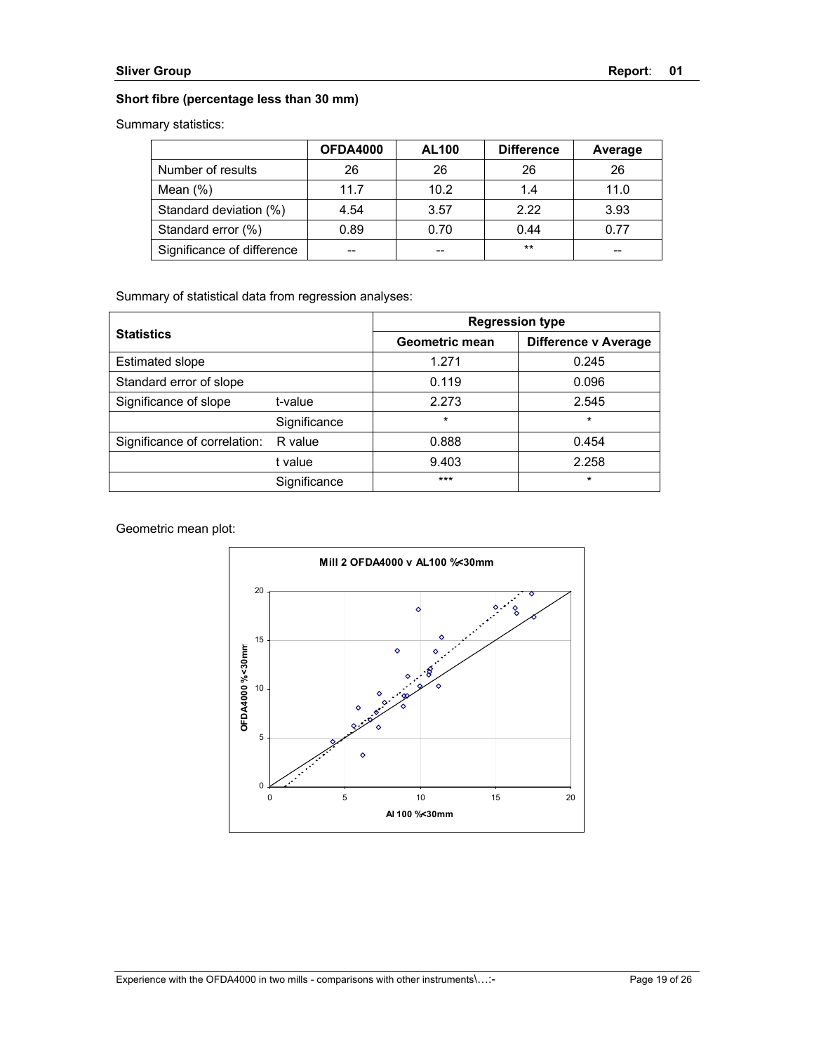**Short fibre (percentage less than 30 mm)**

Summary statistics:

| | OFDA4000 | AL100 | Difference | Average |
|---|---|---|---|---|
| Number of results | 26 | 26 | 26 | 26 |
| Mean (%) | 11.7 | 10.2 | 1.4 | 11.0 |
| Standard deviation (%) | 4.54 | 3.57 | 2.22 | 3.93 |
| Standard error (%) | 0.89 | 0.70 | 0.44 | 0.77 |
| Significance of difference | -- | -- | ** | -- |

Summary of statistical data from regression analyses:

| Statistics | | Regression type | |
|---|---|---|---|
| | | Geometric mean | Difference v Average |
| Estimated slope | | 1.271 | 0.245 |
| Standard error of slope | | 0.119 | 0.096 |
| Significance of slope | t-value | 2.273 | 2.545 |
| | Significance | * | * |
| Significance of correlation: | R value | 0.888 | 0.454 |
| | t value | 9.403 | 2.258 |
| | Significance | *** | * |

Geometric mean plot: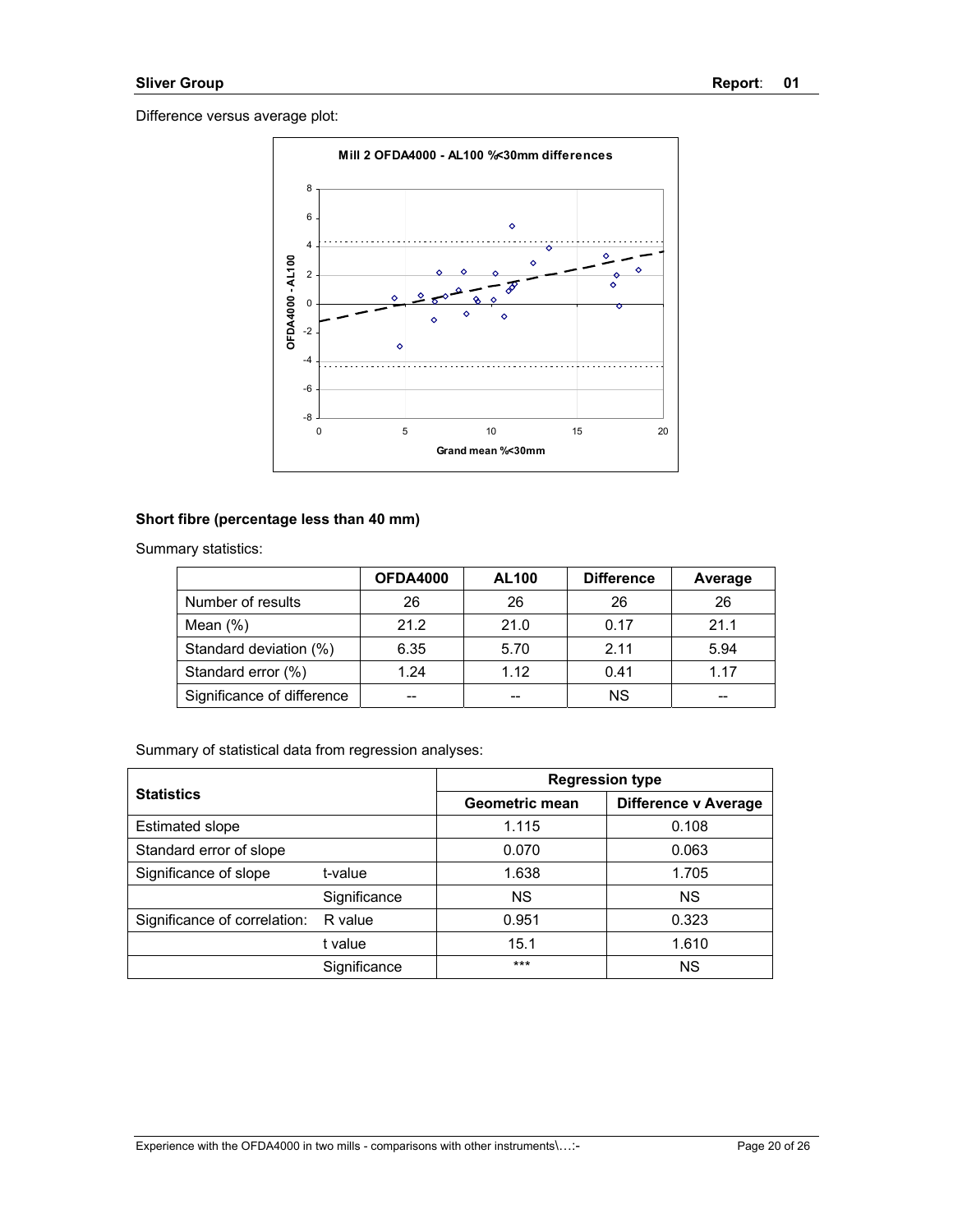Difference versus average plot:

### Short fibre (percentage less than 40 mm)

Summary statistics:

| | OFDA4000 | AL100 | Difference | Average |
|---|---|---|---|---|
| Number of results | 26 | 26 | 26 | 26 |
| Mean (%) | 21.2 | 21.0 | 0.17 | 21.1 |
| Standard deviation (%) | 6.35 | 5.70 | 2.11 | 5.94 |
| Standard error (%) | 1.24 | 1.12 | 0.41 | 1.17 |
| Significance of difference | -- | -- | NS | -- |

Summary of statistical data from regression analyses:

| Statistics | | Regression type | |
|---|---|---|---|
| | | Geometric mean | Difference v Average |
| Estimated slope | | 1.115 | 0.108 |
| Standard error of slope | | 0.070 | 0.063 |
| Significance of slope | t-value | 1.638 | 1.705 |
| | Significance | NS | NS |
| Significance of correlation: | R value | 0.951 | 0.323 |
| | t value | 15.1 | 1.610 |
| | Significance | *** | NS |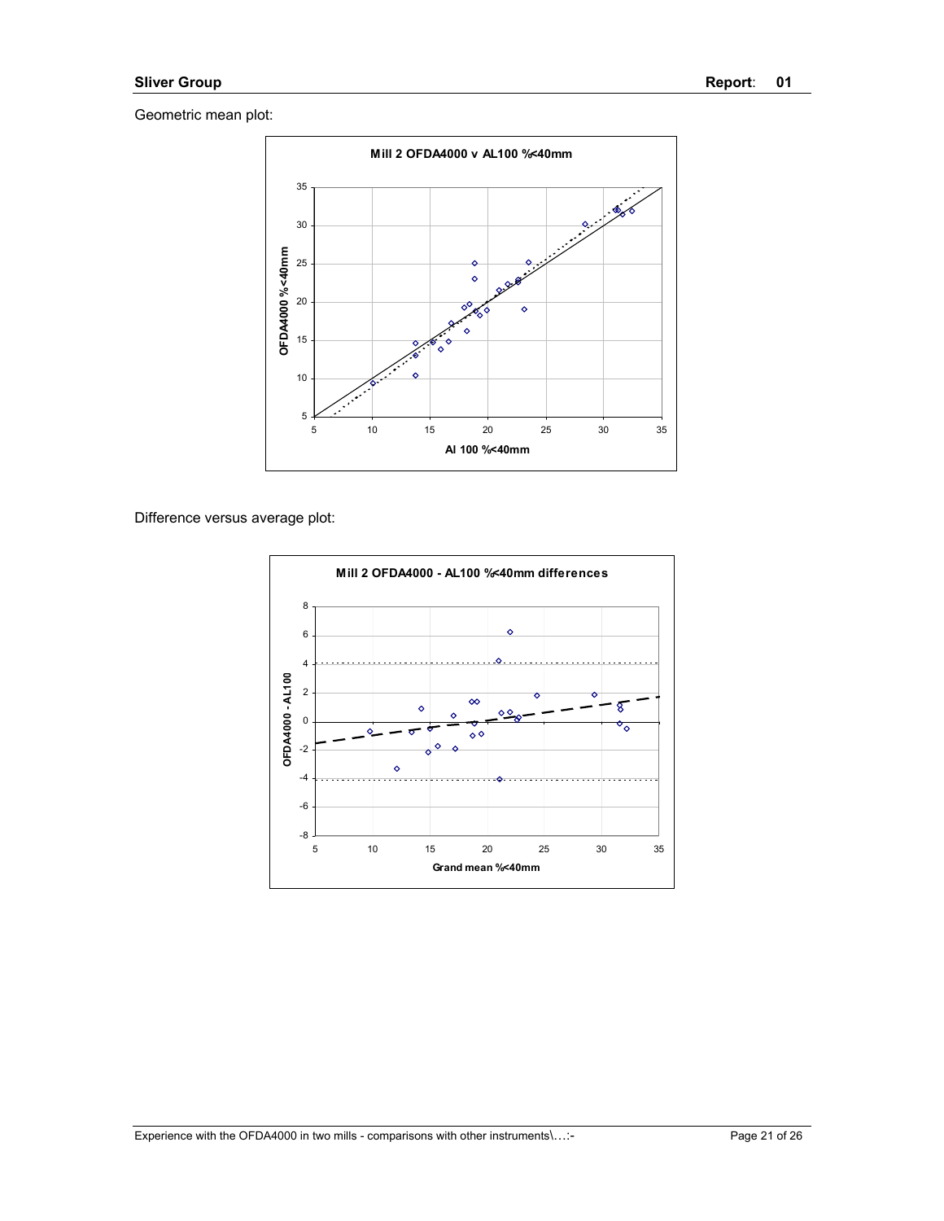Geometric mean plot:

Difference versus average plot: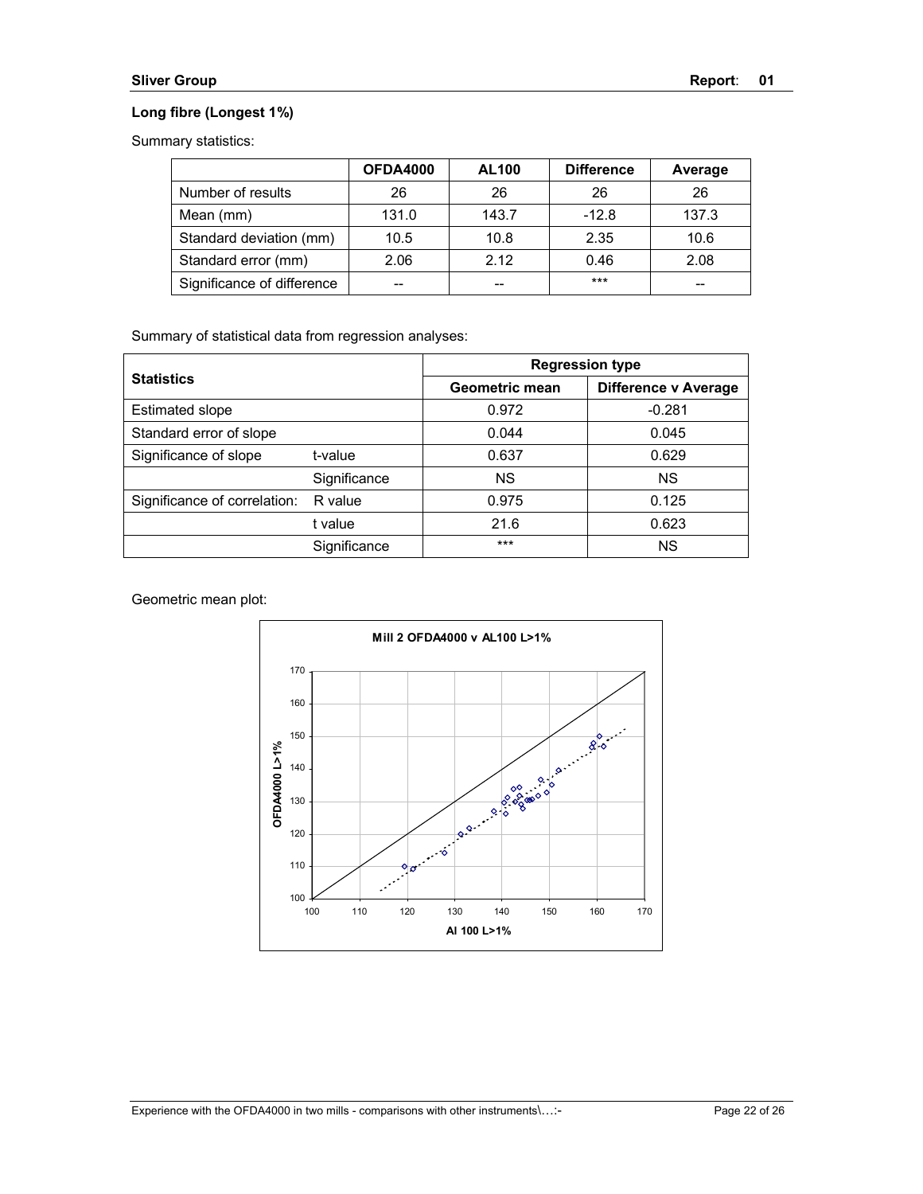**Sliver Group** **Report**: **01**

### Long fibre (Longest 1%)

Summary statistics:

| | OFDA4000 | AL100 | Difference | Average |
|---|---|---|---|---|
| Number of results | 26 | 26 | 26 | 26 |
| Mean (mm) | 131.0 | 143.7 | -12.8 | 137.3 |
| Standard deviation (mm) | 10.5 | 10.8 | 2.35 | 10.6 |
| Standard error (mm) | 2.06 | 2.12 | 0.46 | 2.08 |
| Significance of difference | -- | -- | *** | -- |

Summary of statistical data from regression analyses:

| Statistics | | Regression type | |
|---|---|---|---|
| | | Geometric mean | Difference v Average |
| Estimated slope | | 0.972 | -0.281 |
| Standard error of slope | | 0.044 | 0.045 |
| Significance of slope | t-value | 0.637 | 0.629 |
| | Significance | NS | NS |
| Significance of correlation: | R value | 0.975 | 0.125 |
| | t value | 21.6 | 0.623 |
| | Significance | *** | NS |

Geometric mean plot:

Mill 2 OFDA4000 v AL100 L>1%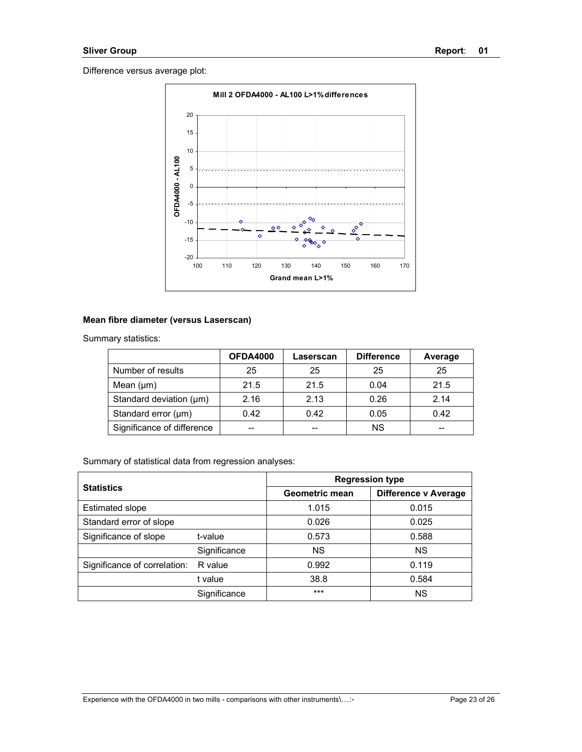Difference versus average plot:

Mean fibre diameter (versus Laserscan)

Summary statistics:

| | OFDA4000 | Laserscan | Difference | Average |
|---|---|---|---|---|
| Number of results | 25 | 25 | 25 | 25 |
| Mean (μm) | 21.5 | 21.5 | 0.04 | 21.5 |
| Standard deviation (μm) | 2.16 | 2.13 | 0.26 | 2.14 |
| Standard error (μm) | 0.42 | 0.42 | 0.05 | 0.42 |
| Significance of difference | -- | -- | NS | -- |

Summary of statistical data from regression analyses:

| Statistics | | Regression type | |
|---|---|---|---|
| | | Geometric mean | Difference v Average |
| Estimated slope | | 1.015 | 0.015 |
| Standard error of slope | | 0.026 | 0.025 |
| Significance of slope | t-value | 0.573 | 0.588 |
| | Significance | NS | NS |
| Significance of correlation: | R value | 0.992 | 0.119 |
| | t value | 38.8 | 0.584 |
| | Significance | *** | NS |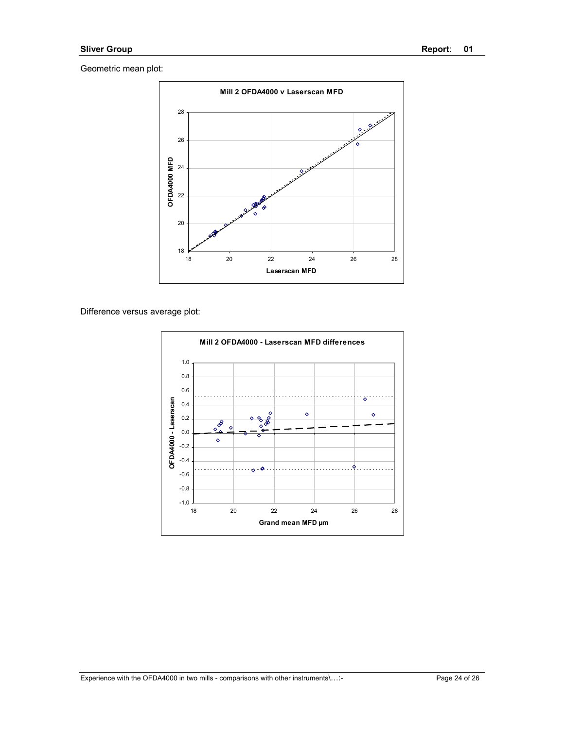Geometric mean plot:

Difference versus average plot: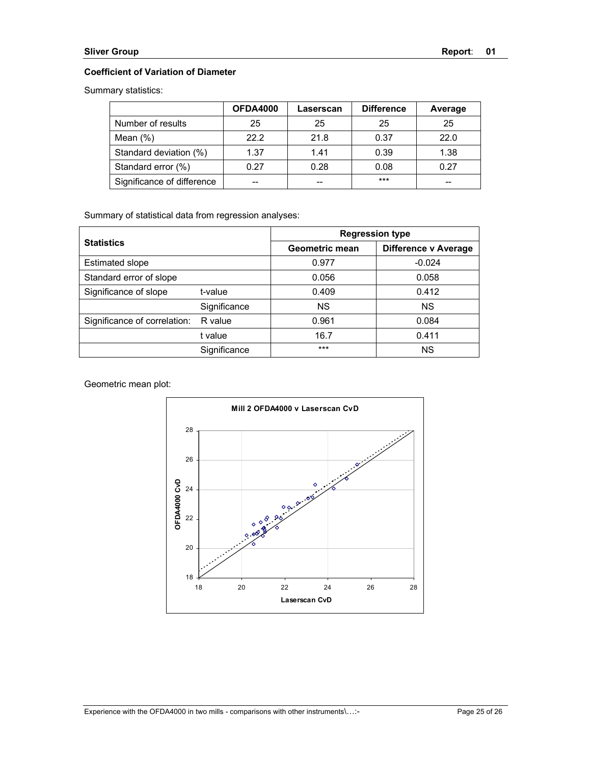### Coefficient of Variation of Diameter

Summary statistics:

| | OFDA4000 | Laserscan | Difference | Average |
|---|---|---|---|---|
| Number of results | 25 | 25 | 25 | 25 |
| Mean (%) | 22.2 | 21.8 | 0.37 | 22.0 |
| Standard deviation (%) | 1.37 | 1.41 | 0.39 | 1.38 |
| Standard error (%) | 0.27 | 0.28 | 0.08 | 0.27 |
| Significance of difference | -- | -- | *** | -- |

Summary of statistical data from regression analyses:

| Statistics | | Regression type | |
|---|---|---|---|
| | | Geometric mean | Difference v Average |
| Estimated slope | | 0.977 | -0.024 |
| Standard error of slope | | 0.056 | 0.058 |
| Significance of slope | t-value | 0.409 | 0.412 |
| | Significance | NS | NS |
| Significance of correlation: | R value | 0.961 | 0.084 |
| | t value | 16.7 | 0.411 |
| | Significance | *** | NS |

Geometric mean plot:

Mill 2 OFDA4000 v Laserscan CvD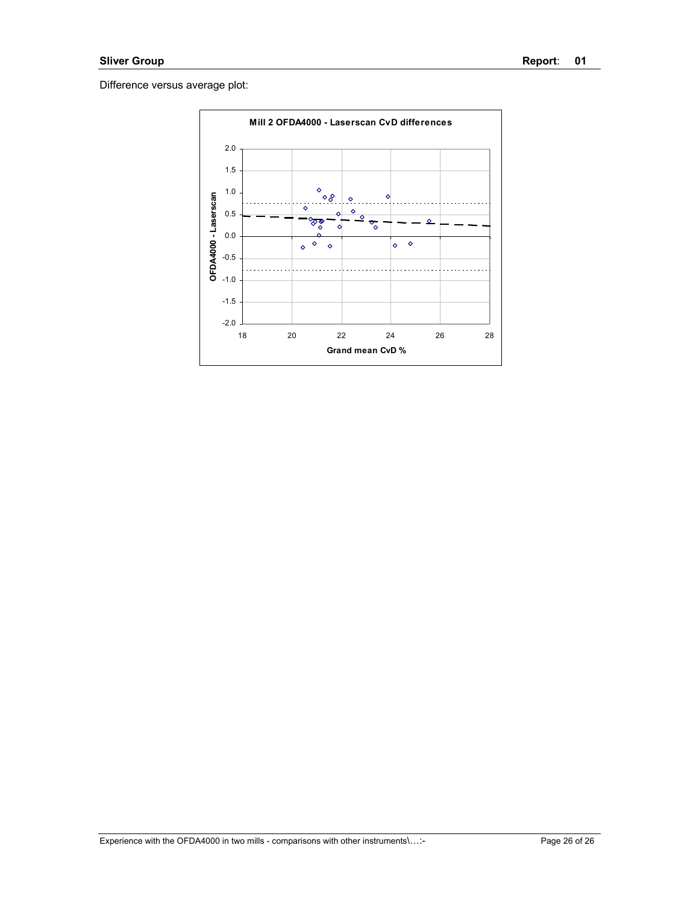Difference versus average plot:

Mill 2 OFDA4000 - Laserscan CvD differences

2.0
1.5
1.0
0.5
0.0
-0.5
-1.0
-1.5
-2.0

OFDA4000 - Laserscan

18
20
22
24
26
28

Grand mean CvD %